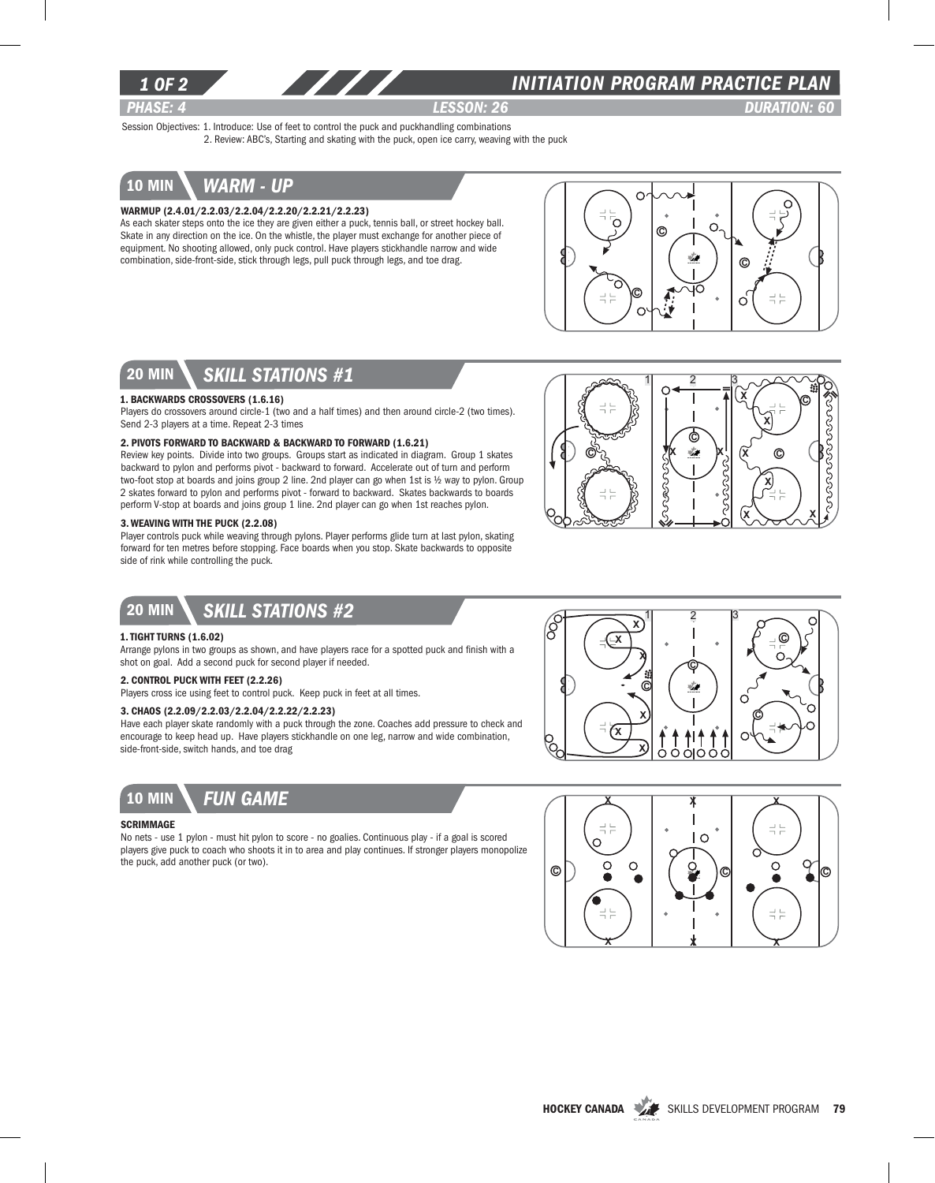# INITIATION PROGRAM PRACTICE PLAN

**PHASE: 4** | **LESSON: 26** | **DURATION: 60**

Session Objectives: 1. Introduce: Use of feet to control the puck and puckhandling combinations
2. Review: ABC's, Starting and skating with the puck, open ice carry, weaving with the puck

## 10 MIN WARM - UP

**WARMUP (2.4.01/2.2.03/2.2.04/2.2.20/2.2.21/2.2.23)**

As each skater steps onto the ice they are given either a puck, tennis ball, or street hockey ball. Skate in any direction on the ice. On the whistle, the player must exchange for another piece of equipment. No shooting allowed, only puck control. Have players stickhandle narrow and wide combination, side-front-side, stick through legs, pull puck through legs, and toe drag.

## 20 MIN SKILL STATIONS #1

**1. BACKWARDS CROSSOVERS (1.6.16)**

Players do crossovers around circle-1 (two and a half times) and then around circle-2 (two times). Send 2-3 players at a time. Repeat 2-3 times

**2. PIVOTS FORWARD TO BACKWARD & BACKWARD TO FORWARD (1.6.21)**

Review key points. Divide into two groups. Groups start as indicated in diagram. Group 1 skates backward to pylon and performs pivot - backward to forward. Accelerate out of turn and perform two-foot stop at boards and joins group 2 line. 2nd player can go when 1st is ½ way to pylon. Group 2 skates forward to pylon and performs pivot - forward to backward. Skates backwards to boards perform V-stop at boards and joins group 1 line. 2nd player can go when 1st reaches pylon.

**3. WEAVING WITH THE PUCK (2.2.08)**

Player controls puck while weaving through pylons. Player performs glide turn at last pylon, skating forward for ten metres before stopping. Face boards when you stop. Skate backwards to opposite side of rink while controlling the puck.

## 20 MIN SKILL STATIONS #2

**1. TIGHT TURNS (1.6.02)**

Arrange pylons in two groups as shown, and have players race for a spotted puck and finish with a shot on goal. Add a second puck for second player if needed.

**2. CONTROL PUCK WITH FEET (2.2.26)**

Players cross ice using feet to control puck. Keep puck in feet at all times.

**3. CHAOS (2.2.09/2.2.03/2.2.04/2.2.22/2.2.23)**

Have each player skate randomly with a puck through the zone. Coaches add pressure to check and encourage to keep head up. Have players stickhandle on one leg, narrow and wide combination, side-front-side, switch hands, and toe drag

## 10 MIN FUN GAME

**SCRIMMAGE**

No nets - use 1 pylon - must hit pylon to score - no goalies. Continuous play - if a goal is scored players give puck to coach who shoots it in to area and play continues. If stronger players monopolize the puck, add another puck (or two).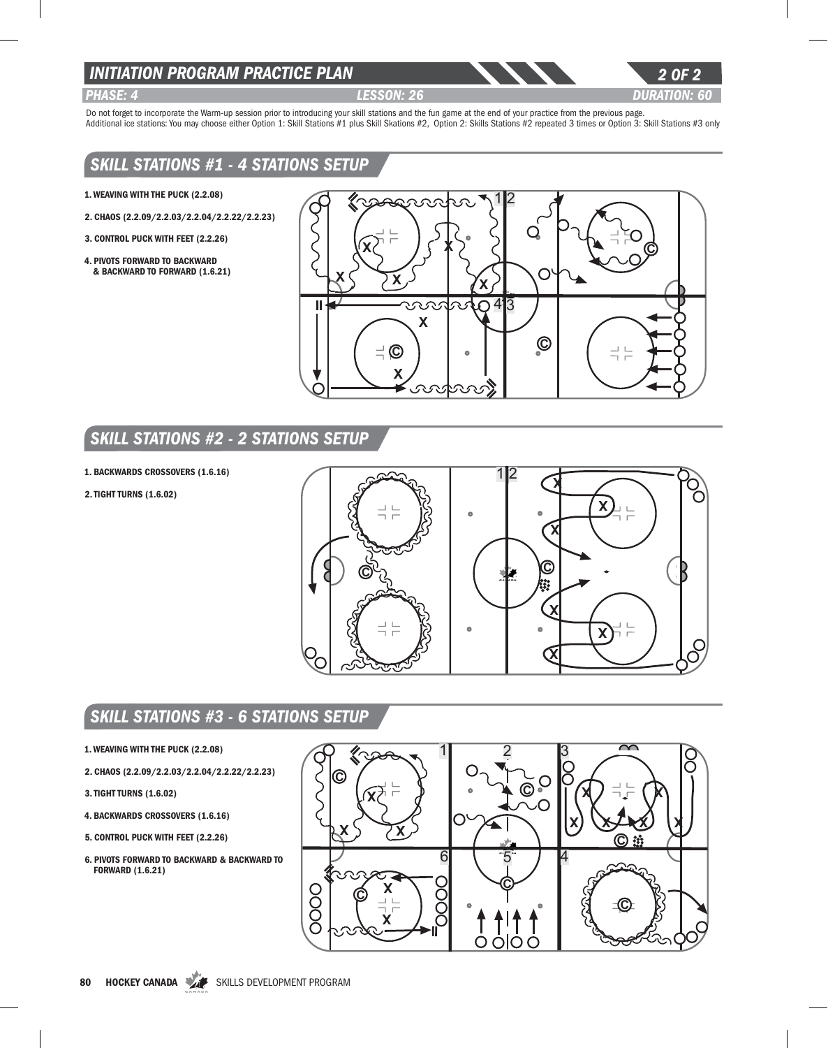# INITIATION PROGRAM PRACTICE PLAN

*PHASE: 4* *LESSON: 26* *DURATION: 60*

Do not forget to incorporate the Warm-up session prior to introducing your skill stations and the fun game at the end of your practice from the previous page.
Additional ice stations: You may choose either Option 1: Skill Stations #1 plus Skill Skations #2, Option 2: Skills Stations #2 repeated 3 times or Option 3: Skill Stations #3 only

## SKILL STATIONS #1 - 4 STATIONS SETUP

1. WEAVING WITH THE PUCK (2.2.08)
2. CHAOS (2.2.09/2.2.03/2.2.04/2.2.22/2.2.23)
3. CONTROL PUCK WITH FEET (2.2.26)
4. PIVOTS FORWARD TO BACKWARD & BACKWARD TO FORWARD (1.6.21)

## SKILL STATIONS #2 - 2 STATIONS SETUP

1. BACKWARDS CROSSOVERS (1.6.16)
2. TIGHT TURNS (1.6.02)

## SKILL STATIONS #3 - 6 STATIONS SETUP

1. WEAVING WITH THE PUCK (2.2.08)
2. CHAOS (2.2.09/2.2.03/2.2.04/2.2.22/2.2.23)
3. TIGHT TURNS (1.6.02)
4. BACKWARDS CROSSOVERS (1.6.16)
5. CONTROL PUCK WITH FEET (2.2.26)
6. PIVOTS FORWARD TO BACKWARD & BACKWARD TO FORWARD (1.6.21)